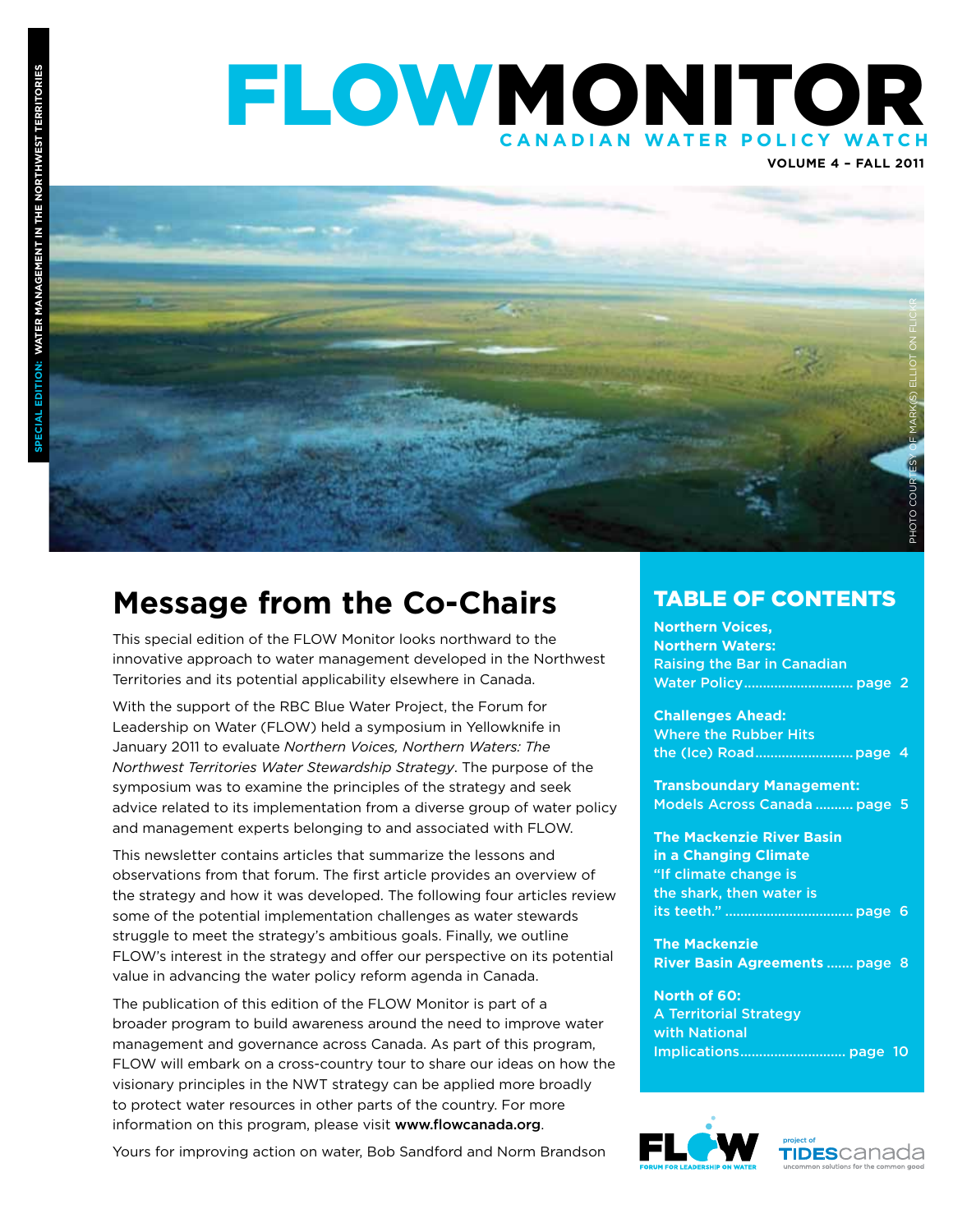# FLOWMONITOR

CANADIAN WATER POLICY WATCH

VOLUME 4 – FALL 2011

SPECIAL EDITION: WATER MANAGEMENT IN THE NORTHWEST TERRITORIES

PHOTO COURTESY OF MARK(S) ELLIOT ON FLICKR

## Message from the Co-Chairs

This special edition of the FLOW Monitor looks northward to the innovative approach to water management developed in the Northwest Territories and its potential applicability elsewhere in Canada.

With the support of the RBC Blue Water Project, the Forum for Leadership on Water (FLOW) held a symposium in Yellowknife in January 2011 to evaluate *Northern Voices, Northern Waters: The Northwest Territories Water Stewardship Strategy*. The purpose of the symposium was to examine the principles of the strategy and seek advice related to its implementation from a diverse group of water policy and management experts belonging to and associated with FLOW.

This newsletter contains articles that summarize the lessons and observations from that forum. The first article provides an overview of the strategy and how it was developed. The following four articles review some of the potential implementation challenges as water stewards struggle to meet the strategy's ambitious goals. Finally, we outline FLOW's interest in the strategy and offer our perspective on its potential value in advancing the water policy reform agenda in Canada.

The publication of this edition of the FLOW Monitor is part of a broader program to build awareness around the need to improve water management and governance across Canada. As part of this program, FLOW will embark on a cross-country tour to share our ideas on how the visionary principles in the NWT strategy can be applied more broadly to protect water resources in other parts of the country. For more information on this program, please visit **www.flowcanada.org**.

Yours for improving action on water, Bob Sandford and Norm Brandson

## TABLE OF CONTENTS

**Northern Voices, Northern Waters: Raising the Bar in Canadian Water Policy** ............ page 2

**Challenges Ahead: Where the Rubber Hits the (Ice) Road** ............ page 4

**Transboundary Management: Models Across Canada** ............ page 5

**The Mackenzie River Basin in a Changing Climate "If climate change is the shark, then water is its teeth."** ............ page 6

**The Mackenzie River Basin Agreements** ............ page 8

**North of 60: A Territorial Strategy with National Implications** ............ page 10

FLOW FORUM FOR LEADERSHIP ON WATER

project of TIDES canada — uncommon solutions for the common good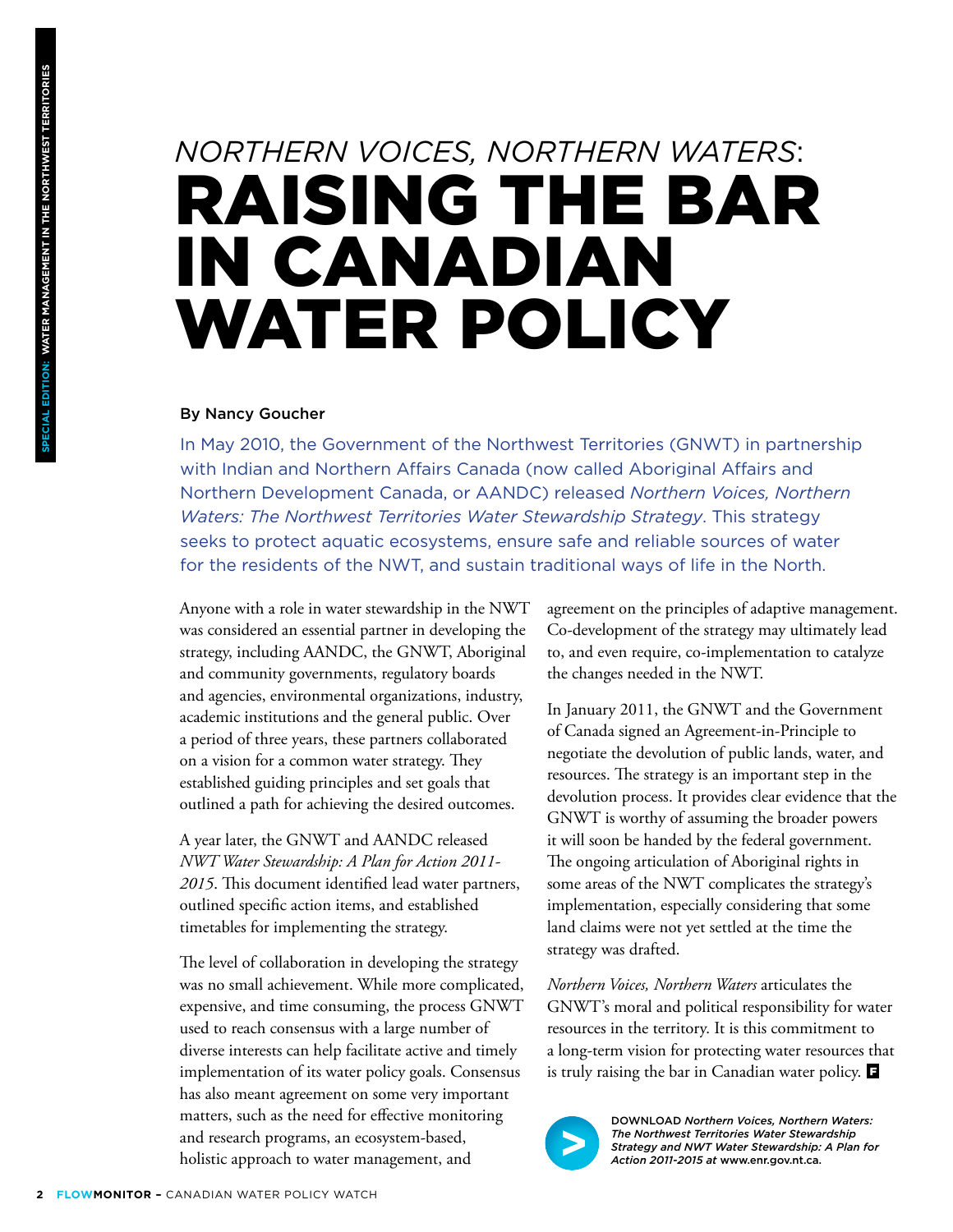# *NORTHERN VOICES, NORTHERN WATERS*: RAISING THE BAR IN CANADIAN WATER POLICY

By Nancy Goucher

In May 2010, the Government of the Northwest Territories (GNWT) in partnership with Indian and Northern Affairs Canada (now called Aboriginal Affairs and Northern Development Canada, or AANDC) released *Northern Voices, Northern Waters: The Northwest Territories Water Stewardship Strategy*. This strategy seeks to protect aquatic ecosystems, ensure safe and reliable sources of water for the residents of the NWT, and sustain traditional ways of life in the North.

Anyone with a role in water stewardship in the NWT was considered an essential partner in developing the strategy, including AANDC, the GNWT, Aboriginal and community governments, regulatory boards and agencies, environmental organizations, industry, academic institutions and the general public. Over a period of three years, these partners collaborated on a vision for a common water strategy. They established guiding principles and set goals that outlined a path for achieving the desired outcomes.

A year later, the GNWT and AANDC released *NWT Water Stewardship: A Plan for Action 2011-2015*. This document identified lead water partners, outlined specific action items, and established timetables for implementing the strategy.

The level of collaboration in developing the strategy was no small achievement. While more complicated, expensive, and time consuming, the process GNWT used to reach consensus with a large number of diverse interests can help facilitate active and timely implementation of its water policy goals. Consensus has also meant agreement on some very important matters, such as the need for effective monitoring and research programs, an ecosystem-based, holistic approach to water management, and agreement on the principles of adaptive management. Co-development of the strategy may ultimately lead to, and even require, co-implementation to catalyze the changes needed in the NWT.

In January 2011, the GNWT and the Government of Canada signed an Agreement-in-Principle to negotiate the devolution of public lands, water, and resources. The strategy is an important step in the devolution process. It provides clear evidence that the GNWT is worthy of assuming the broader powers it will soon be handed by the federal government. The ongoing articulation of Aboriginal rights in some areas of the NWT complicates the strategy's implementation, especially considering that some land claims were not yet settled at the time the strategy was drafted.

*Northern Voices, Northern Waters* articulates the GNWT's moral and political responsibility for water resources in the territory. It is this commitment to a long-term vision for protecting water resources that is truly raising the bar in Canadian water policy.

DOWNLOAD *Northern Voices, Northern Waters: The Northwest Territories Water Stewardship Strategy and NWT Water Stewardship: A Plan for Action 2011-2015 at* www.enr.gov.nt.ca.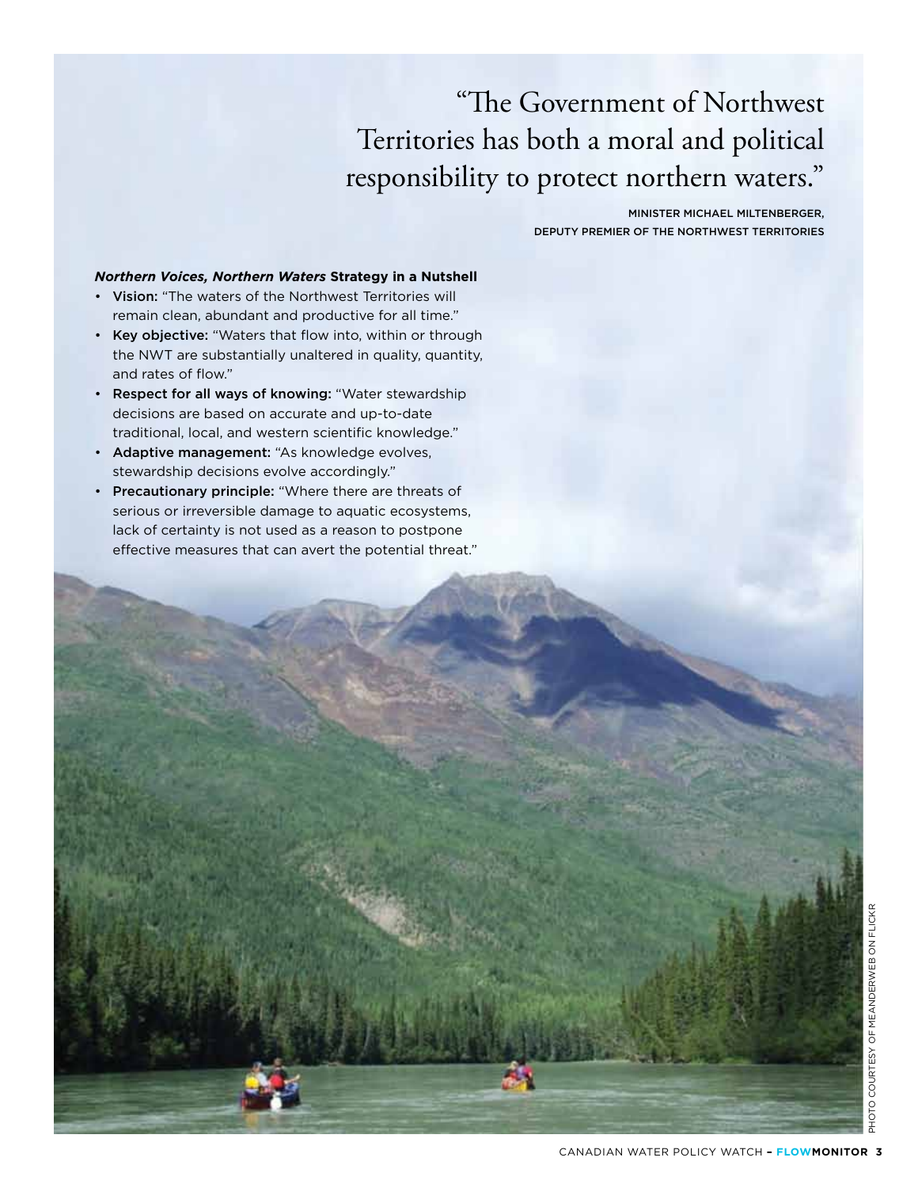> "The Government of Northwest Territories has both a moral and political responsibility to protect northern waters."
>
> MINISTER MICHAEL MILTENBERGER, DEPUTY PREMIER OF THE NORTHWEST TERRITORIES

***Northern Voices, Northern Waters* Strategy in a Nutshell**

- **Vision:** "The waters of the Northwest Territories will remain clean, abundant and productive for all time."
- **Key objective:** "Waters that flow into, within or through the NWT are substantially unaltered in quality, quantity, and rates of flow."
- **Respect for all ways of knowing:** "Water stewardship decisions are based on accurate and up-to-date traditional, local, and western scientific knowledge."
- **Adaptive management:** "As knowledge evolves, stewardship decisions evolve accordingly."
- **Precautionary principle:** "Where there are threats of serious or irreversible damage to aquatic ecosystems, lack of certainty is not used as a reason to postpone effective measures that can avert the potential threat."

PHOTO COURTESY OF MEANDERWEB ON FLICKR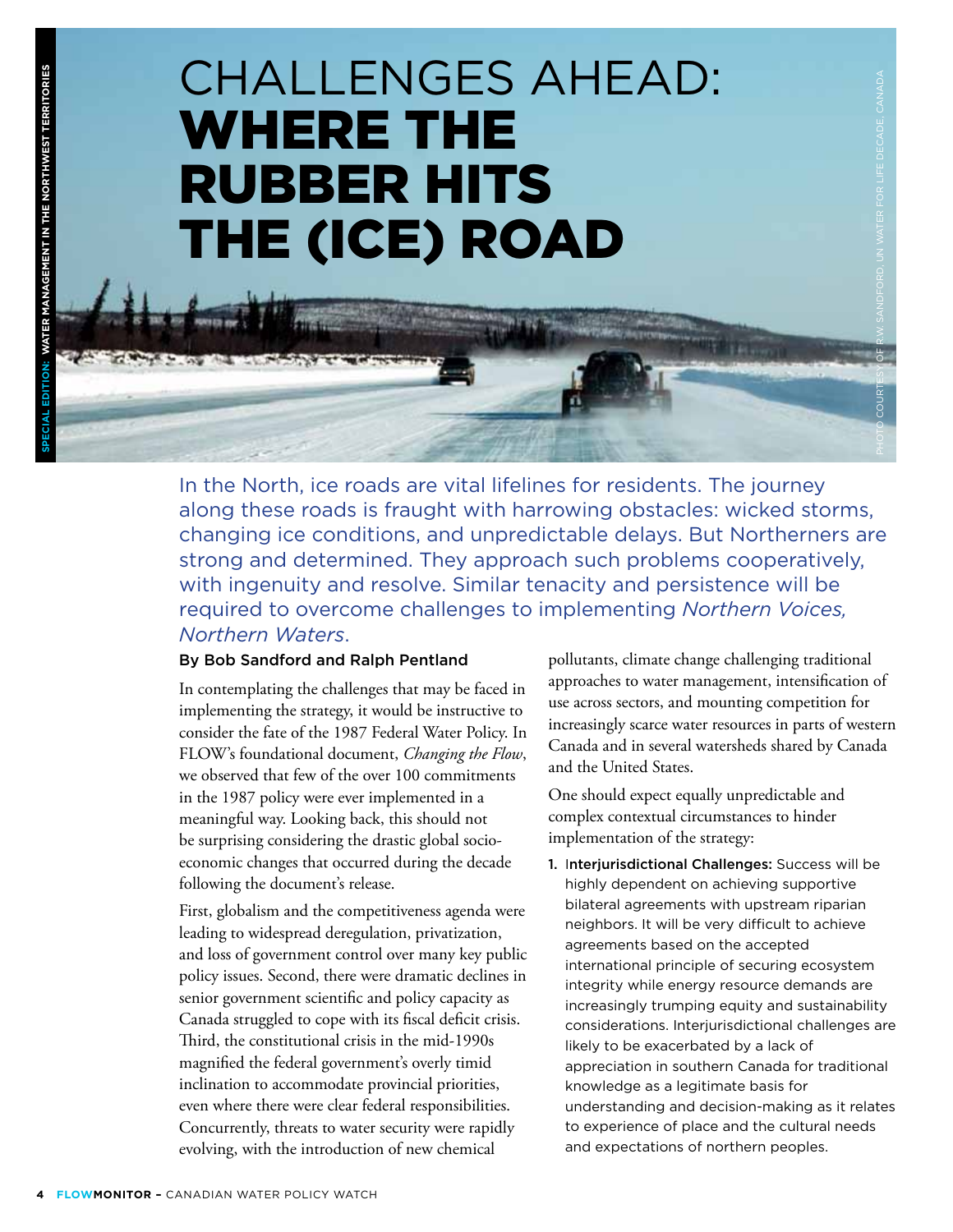# CHALLENGES AHEAD: WHERE THE RUBBER HITS THE (ICE) ROAD

PHOTO COURTESY OF R.W. SANDFORD, UN WATER FOR LIFE DECADE, CANADA

In the North, ice roads are vital lifelines for residents. The journey along these roads is fraught with harrowing obstacles: wicked storms, changing ice conditions, and unpredictable delays. But Northerners are strong and determined. They approach such problems cooperatively, with ingenuity and resolve. Similar tenacity and persistence will be required to overcome challenges to implementing *Northern Voices, Northern Waters*.

**By Bob Sandford and Ralph Pentland**

In contemplating the challenges that may be faced in implementing the strategy, it would be instructive to consider the fate of the 1987 Federal Water Policy. In FLOW's foundational document, *Changing the Flow*, we observed that few of the over 100 commitments in the 1987 policy were ever implemented in a meaningful way. Looking back, this should not be surprising considering the drastic global socio-economic changes that occurred during the decade following the document's release.

First, globalism and the competitiveness agenda were leading to widespread deregulation, privatization, and loss of government control over many key public policy issues. Second, there were dramatic declines in senior government scientific and policy capacity as Canada struggled to cope with its fiscal deficit crisis. Third, the constitutional crisis in the mid-1990s magnified the federal government's overly timid inclination to accommodate provincial priorities, even where there were clear federal responsibilities. Concurrently, threats to water security were rapidly evolving, with the introduction of new chemical pollutants, climate change challenging traditional approaches to water management, intensification of use across sectors, and mounting competition for increasingly scarce water resources in parts of western Canada and in several watersheds shared by Canada and the United States.

One should expect equally unpredictable and complex contextual circumstances to hinder implementation of the strategy:

1. **Interjurisdictional Challenges:** Success will be highly dependent on achieving supportive bilateral agreements with upstream riparian neighbors. It will be very difficult to achieve agreements based on the accepted international principle of securing ecosystem integrity while energy resource demands are increasingly trumping equity and sustainability considerations. Interjurisdictional challenges are likely to be exacerbated by a lack of appreciation in southern Canada for traditional knowledge as a legitimate basis for understanding and decision-making as it relates to experience of place and the cultural needs and expectations of northern peoples.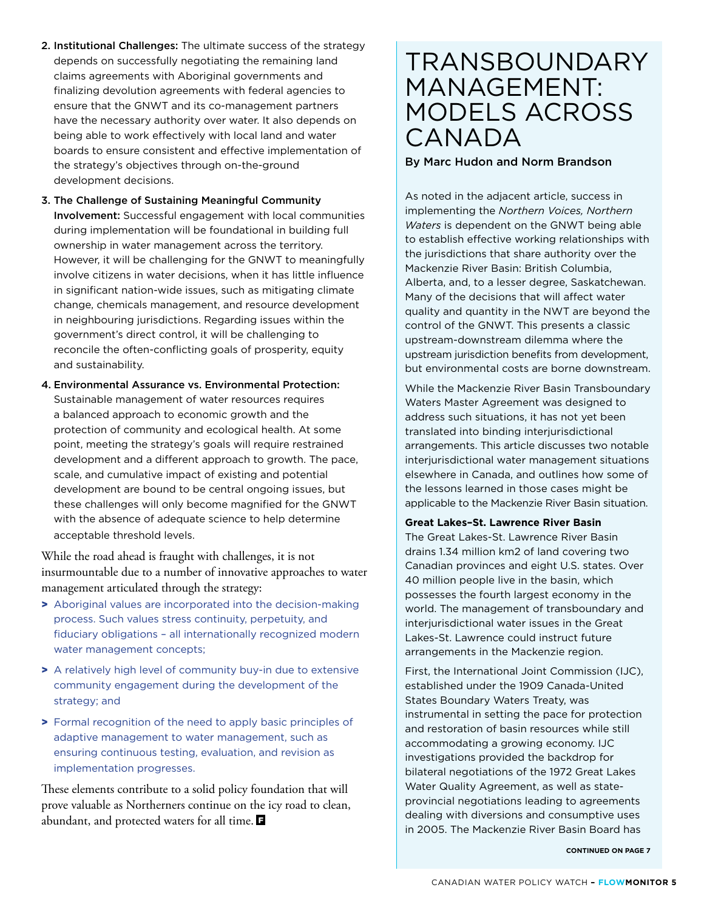2. **Institutional Challenges:** The ultimate success of the strategy depends on successfully negotiating the remaining land claims agreements with Aboriginal governments and finalizing devolution agreements with federal agencies to ensure that the GNWT and its co-management partners have the necessary authority over water. It also depends on being able to work effectively with local land and water boards to ensure consistent and effective implementation of the strategy's objectives through on-the-ground development decisions.

3. **The Challenge of Sustaining Meaningful Community Involvement:** Successful engagement with local communities during implementation will be foundational in building full ownership in water management across the territory. However, it will be challenging for the GNWT to meaningfully involve citizens in water decisions, when it has little influence in significant nation-wide issues, such as mitigating climate change, chemicals management, and resource development in neighbouring jurisdictions. Regarding issues within the government's direct control, it will be challenging to reconcile the often-conflicting goals of prosperity, equity and sustainability.

4. **Environmental Assurance vs. Environmental Protection:** Sustainable management of water resources requires a balanced approach to economic growth and the protection of community and ecological health. At some point, meeting the strategy's goals will require restrained development and a different approach to growth. The pace, scale, and cumulative impact of existing and potential development are bound to be central ongoing issues, but these challenges will only become magnified for the GNWT with the absence of adequate science to help determine acceptable threshold levels.

While the road ahead is fraught with challenges, it is not insurmountable due to a number of innovative approaches to water management articulated through the strategy:

- Aboriginal values are incorporated into the decision-making process. Such values stress continuity, perpetuity, and fiduciary obligations – all internationally recognized modern water management concepts;
- A relatively high level of community buy-in due to extensive community engagement during the development of the strategy; and
- Formal recognition of the need to apply basic principles of adaptive management to water management, such as ensuring continuous testing, evaluation, and revision as implementation progresses.

These elements contribute to a solid policy foundation that will prove valuable as Northerners continue on the icy road to clean, abundant, and protected waters for all time.

# TRANSBOUNDARY MANAGEMENT: MODELS ACROSS CANADA

**By Marc Hudon and Norm Brandson**

As noted in the adjacent article, success in implementing the *Northern Voices, Northern Waters* is dependent on the GNWT being able to establish effective working relationships with the jurisdictions that share authority over the Mackenzie River Basin: British Columbia, Alberta, and, to a lesser degree, Saskatchewan. Many of the decisions that will affect water quality and quantity in the NWT are beyond the control of the GNWT. This presents a classic upstream-downstream dilemma where the upstream jurisdiction benefits from development, but environmental costs are borne downstream.

While the Mackenzie River Basin Transboundary Waters Master Agreement was designed to address such situations, it has not yet been translated into binding interjurisdictional arrangements. This article discusses two notable interjurisdictional water management situations elsewhere in Canada, and outlines how some of the lessons learned in those cases might be applicable to the Mackenzie River Basin situation.

**Great Lakes–St. Lawrence River Basin**

The Great Lakes-St. Lawrence River Basin drains 1.34 million km2 of land covering two Canadian provinces and eight U.S. states. Over 40 million people live in the basin, which possesses the fourth largest economy in the world. The management of transboundary and interjurisdictional water issues in the Great Lakes-St. Lawrence could instruct future arrangements in the Mackenzie region.

First, the International Joint Commission (IJC), established under the 1909 Canada-United States Boundary Waters Treaty, was instrumental in setting the pace for protection and restoration of basin resources while still accommodating a growing economy. IJC investigations provided the backdrop for bilateral negotiations of the 1972 Great Lakes Water Quality Agreement, as well as state-provincial negotiations leading to agreements dealing with diversions and consumptive uses in 2005. The Mackenzie River Basin Board has

CONTINUED ON PAGE 7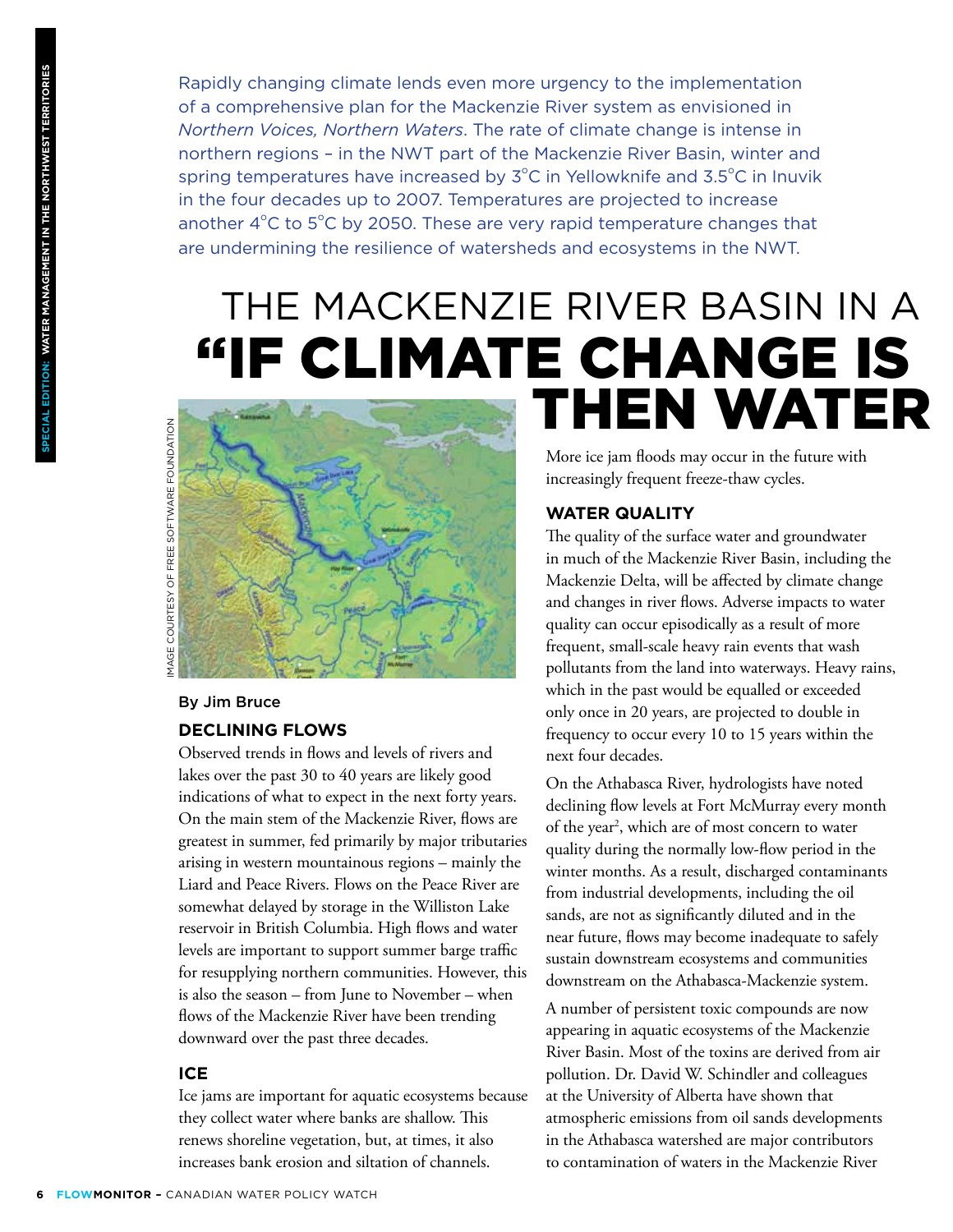Rapidly changing climate lends even more urgency to the implementation of a comprehensive plan for the Mackenzie River system as envisioned in *Northern Voices, Northern Waters*. The rate of climate change is intense in northern regions – in the NWT part of the Mackenzie River Basin, winter and spring temperatures have increased by 3°C in Yellowknife and 3.5°C in Inuvik in the four decades up to 2007. Temperatures are projected to increase another 4°C to 5°C by 2050. These are very rapid temperature changes that are undermining the resilience of watersheds and ecosystems in the NWT.

# THE MACKENZIE RIVER BASIN IN A "IF CLIMATE CHANGE IS THEN WATER

IMAGE COURTESY OF FREE SOFTWARE FOUNDATION

By Jim Bruce

## DECLINING FLOWS

Observed trends in flows and levels of rivers and lakes over the past 30 to 40 years are likely good indications of what to expect in the next forty years. On the main stem of the Mackenzie River, flows are greatest in summer, fed primarily by major tributaries arising in western mountainous regions – mainly the Liard and Peace Rivers. Flows on the Peace River are somewhat delayed by storage in the Williston Lake reservoir in British Columbia. High flows and water levels are important to support summer barge traffic for resupplying northern communities. However, this is also the season – from June to November – when flows of the Mackenzie River have been trending downward over the past three decades.

## ICE

Ice jams are important for aquatic ecosystems because they collect water where banks are shallow. This renews shoreline vegetation, but, at times, it also increases bank erosion and siltation of channels. More ice jam floods may occur in the future with increasingly frequent freeze-thaw cycles.

## WATER QUALITY

The quality of the surface water and groundwater in much of the Mackenzie River Basin, including the Mackenzie Delta, will be affected by climate change and changes in river flows. Adverse impacts to water quality can occur episodically as a result of more frequent, small-scale heavy rain events that wash pollutants from the land into waterways. Heavy rains, which in the past would be equalled or exceeded only once in 20 years, are projected to double in frequency to occur every 10 to 15 years within the next four decades.

On the Athabasca River, hydrologists have noted declining flow levels at Fort McMurray every month of the year[2], which are of most concern to water quality during the normally low-flow period in the winter months. As a result, discharged contaminants from industrial developments, including the oil sands, are not as significantly diluted and in the near future, flows may become inadequate to safely sustain downstream ecosystems and communities downstream on the Athabasca-Mackenzie system.

A number of persistent toxic compounds are now appearing in aquatic ecosystems of the Mackenzie River Basin. Most of the toxins are derived from air pollution. Dr. David W. Schindler and colleagues at the University of Alberta have shown that atmospheric emissions from oil sands developments in the Athabasca watershed are major contributors to contamination of waters in the Mackenzie River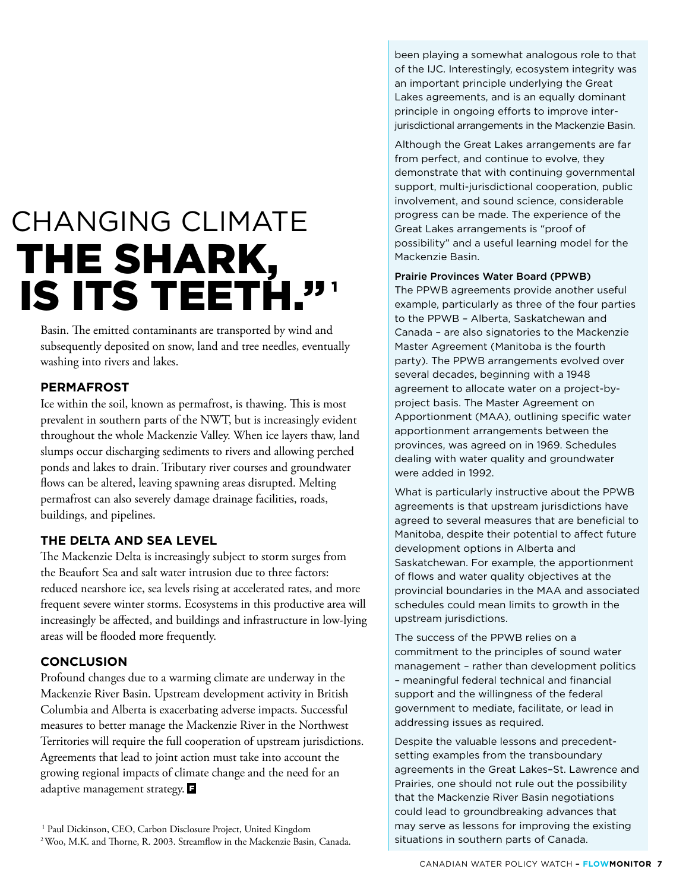CHANGING CLIMATE

THE SHARK, IS ITS TEETH."[1]

Basin. The emitted contaminants are transported by wind and subsequently deposited on snow, land and tree needles, eventually washing into rivers and lakes.

## PERMAFROST

Ice within the soil, known as permafrost, is thawing. This is most prevalent in southern parts of the NWT, but is increasingly evident throughout the whole Mackenzie Valley. When ice layers thaw, land slumps occur discharging sediments to rivers and allowing perched ponds and lakes to drain. Tributary river courses and groundwater flows can be altered, leaving spawning areas disrupted. Melting permafrost can also severely damage drainage facilities, roads, buildings, and pipelines.

## THE DELTA AND SEA LEVEL

The Mackenzie Delta is increasingly subject to storm surges from the Beaufort Sea and salt water intrusion due to three factors: reduced nearshore ice, sea levels rising at accelerated rates, and more frequent severe winter storms. Ecosystems in this productive area will increasingly be affected, and buildings and infrastructure in low-lying areas will be flooded more frequently.

## CONCLUSION

Profound changes due to a warming climate are underway in the Mackenzie River Basin. Upstream development activity in British Columbia and Alberta is exacerbating adverse impacts. Successful measures to better manage the Mackenzie River in the Northwest Territories will require the full cooperation of upstream jurisdictions. Agreements that lead to joint action must take into account the growing regional impacts of climate change and the need for an adaptive management strategy. F

[1] Paul Dickinson, CEO, Carbon Disclosure Project, United Kingdom

[2] Woo, M.K. and Thorne, R. 2003. Streamflow in the Mackenzie Basin, Canada.

been playing a somewhat analogous role to that of the IJC. Interestingly, ecosystem integrity was an important principle underlying the Great Lakes agreements, and is an equally dominant principle in ongoing efforts to improve inter-jurisdictional arrangements in the Mackenzie Basin.

Although the Great Lakes arrangements are far from perfect, and continue to evolve, they demonstrate that with continuing governmental support, multi-jurisdictional cooperation, public involvement, and sound science, considerable progress can be made. The experience of the Great Lakes arrangements is "proof of possibility" and a useful learning model for the Mackenzie Basin.

### Prairie Provinces Water Board (PPWB)

The PPWB agreements provide another useful example, particularly as three of the four parties to the PPWB – Alberta, Saskatchewan and Canada – are also signatories to the Mackenzie Master Agreement (Manitoba is the fourth party). The PPWB arrangements evolved over several decades, beginning with a 1948 agreement to allocate water on a project-by-project basis. The Master Agreement on Apportionment (MAA), outlining specific water apportionment arrangements between the provinces, was agreed on in 1969. Schedules dealing with water quality and groundwater were added in 1992.

What is particularly instructive about the PPWB agreements is that upstream jurisdictions have agreed to several measures that are beneficial to Manitoba, despite their potential to affect future development options in Alberta and Saskatchewan. For example, the apportionment of flows and water quality objectives at the provincial boundaries in the MAA and associated schedules could mean limits to growth in the upstream jurisdictions.

The success of the PPWB relies on a commitment to the principles of sound water management – rather than development politics – meaningful federal technical and financial support and the willingness of the federal government to mediate, facilitate, or lead in addressing issues as required.

Despite the valuable lessons and precedent-setting examples from the transboundary agreements in the Great Lakes–St. Lawrence and Prairies, one should not rule out the possibility that the Mackenzie River Basin negotiations could lead to groundbreaking advances that may serve as lessons for improving the existing situations in southern parts of Canada.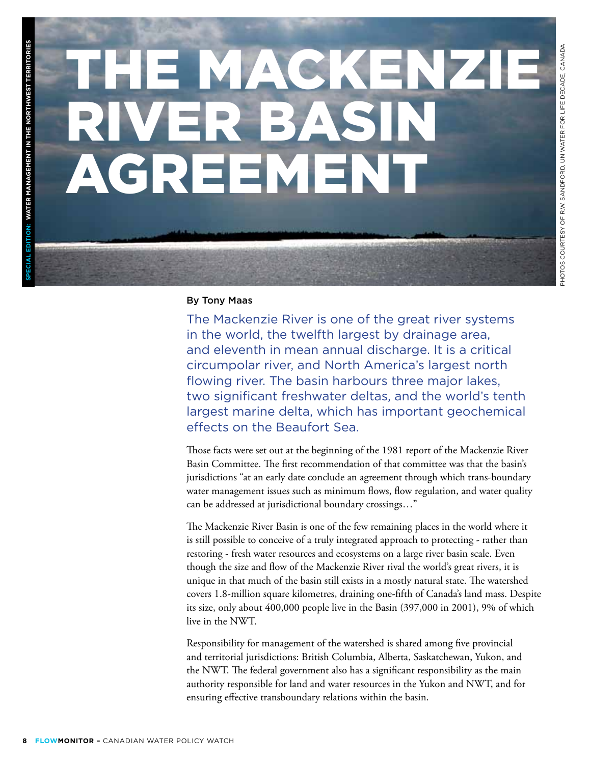# THE MACKENZIE RIVER BASIN AGREEMENT

By Tony Maas

The Mackenzie River is one of the great river systems in the world, the twelfth largest by drainage area, and eleventh in mean annual discharge. It is a critical circumpolar river, and North America's largest north flowing river. The basin harbours three major lakes, two significant freshwater deltas, and the world's tenth largest marine delta, which has important geochemical effects on the Beaufort Sea.

Those facts were set out at the beginning of the 1981 report of the Mackenzie River Basin Committee. The first recommendation of that committee was that the basin's jurisdictions "at an early date conclude an agreement through which trans-boundary water management issues such as minimum flows, flow regulation, and water quality can be addressed at jurisdictional boundary crossings…"

The Mackenzie River Basin is one of the few remaining places in the world where it is still possible to conceive of a truly integrated approach to protecting - rather than restoring - fresh water resources and ecosystems on a large river basin scale. Even though the size and flow of the Mackenzie River rival the world's great rivers, it is unique in that much of the basin still exists in a mostly natural state. The watershed covers 1.8-million square kilometres, draining one-fifth of Canada's land mass. Despite its size, only about 400,000 people live in the Basin (397,000 in 2001), 9% of which live in the NWT.

Responsibility for management of the watershed is shared among five provincial and territorial jurisdictions: British Columbia, Alberta, Saskatchewan, Yukon, and the NWT. The federal government also has a significant responsibility as the main authority responsible for land and water resources in the Yukon and NWT, and for ensuring effective transboundary relations within the basin.

PHOTOS COURTESY OF R.W. SANDFORD, UN WATER FOR LIFE DECADE, CANADA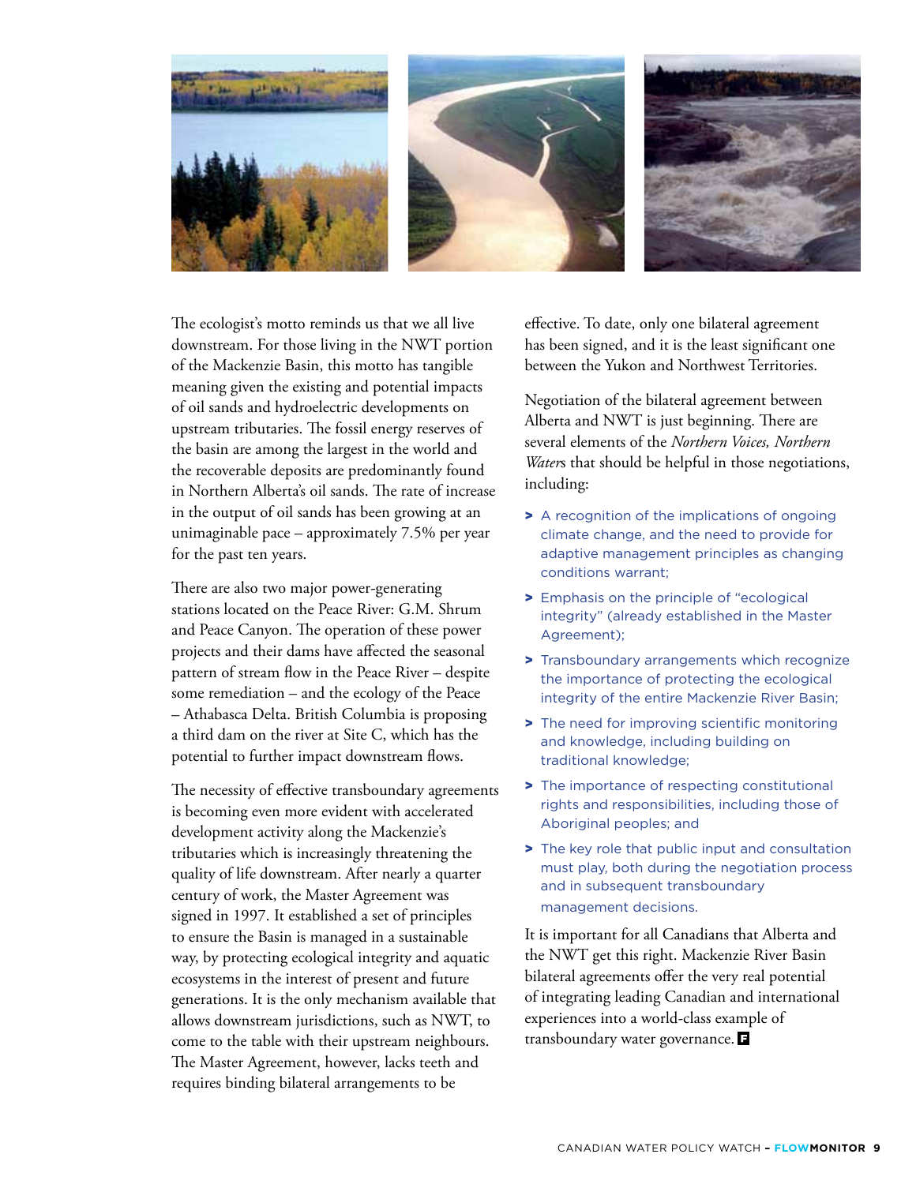The ecologist's motto reminds us that we all live downstream. For those living in the NWT portion of the Mackenzie Basin, this motto has tangible meaning given the existing and potential impacts of oil sands and hydroelectric developments on upstream tributaries. The fossil energy reserves of the basin are among the largest in the world and the recoverable deposits are predominantly found in Northern Alberta's oil sands. The rate of increase in the output of oil sands has been growing at an unimaginable pace – approximately 7.5% per year for the past ten years.

There are also two major power-generating stations located on the Peace River: G.M. Shrum and Peace Canyon. The operation of these power projects and their dams have affected the seasonal pattern of stream flow in the Peace River – despite some remediation – and the ecology of the Peace – Athabasca Delta. British Columbia is proposing a third dam on the river at Site C, which has the potential to further impact downstream flows.

The necessity of effective transboundary agreements is becoming even more evident with accelerated development activity along the Mackenzie's tributaries which is increasingly threatening the quality of life downstream. After nearly a quarter century of work, the Master Agreement was signed in 1997. It established a set of principles to ensure the Basin is managed in a sustainable way, by protecting ecological integrity and aquatic ecosystems in the interest of present and future generations. It is the only mechanism available that allows downstream jurisdictions, such as NWT, to come to the table with their upstream neighbours. The Master Agreement, however, lacks teeth and requires binding bilateral arrangements to be effective. To date, only one bilateral agreement has been signed, and it is the least significant one between the Yukon and Northwest Territories.

Negotiation of the bilateral agreement between Alberta and NWT is just beginning. There are several elements of the *Northern Voices, Northern Waters* that should be helpful in those negotiations, including:

- A recognition of the implications of ongoing climate change, and the need to provide for adaptive management principles as changing conditions warrant;
- Emphasis on the principle of "ecological integrity" (already established in the Master Agreement);
- Transboundary arrangements which recognize the importance of protecting the ecological integrity of the entire Mackenzie River Basin;
- The need for improving scientific monitoring and knowledge, including building on traditional knowledge;
- The importance of respecting constitutional rights and responsibilities, including those of Aboriginal peoples; and
- The key role that public input and consultation must play, both during the negotiation process and in subsequent transboundary management decisions.

It is important for all Canadians that Alberta and the NWT get this right. Mackenzie River Basin bilateral agreements offer the very real potential of integrating leading Canadian and international experiences into a world-class example of transboundary water governance.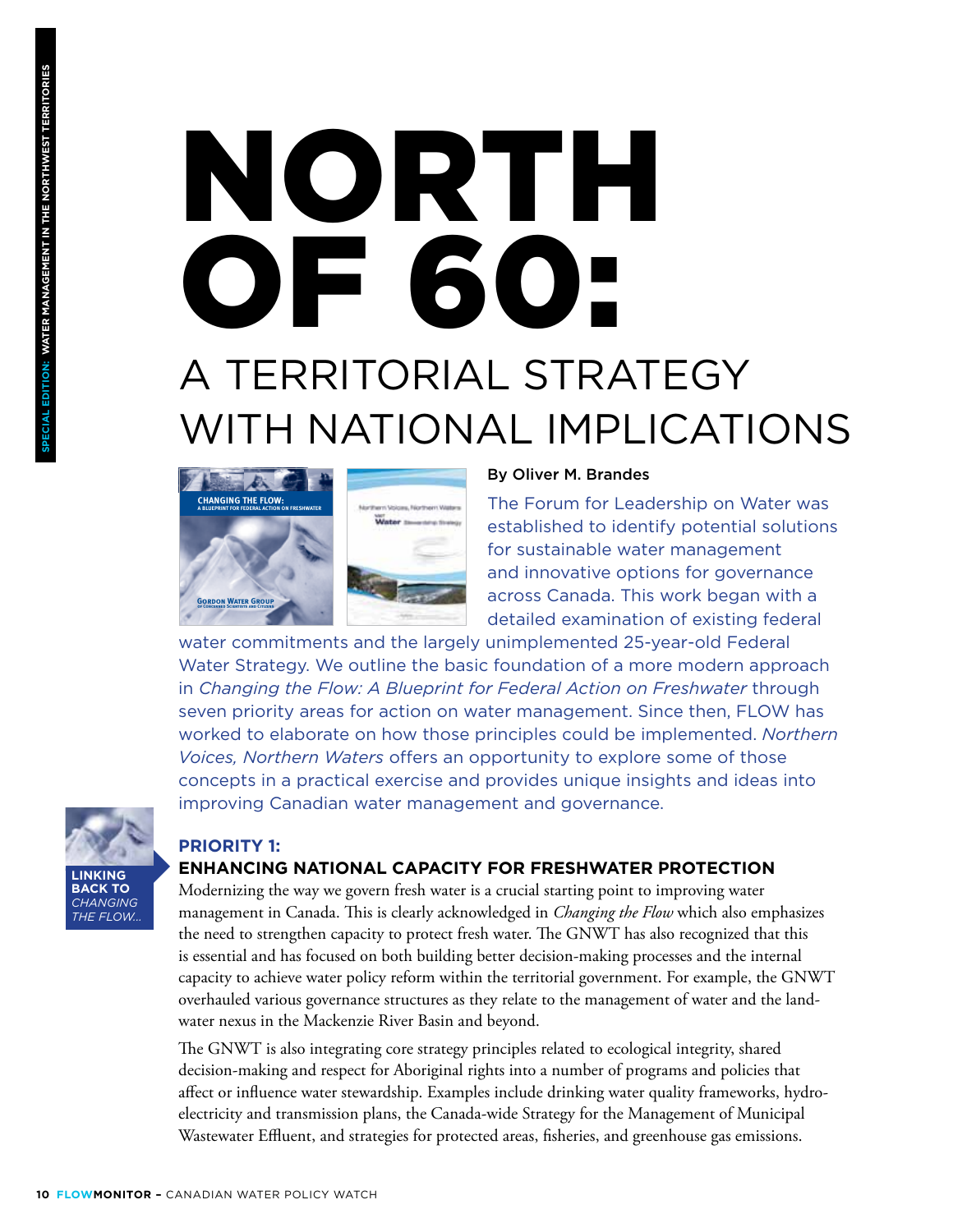# NORTH OF 60:

## A TERRITORIAL STRATEGY WITH NATIONAL IMPLICATIONS

By Oliver M. Brandes

The Forum for Leadership on Water was established to identify potential solutions for sustainable water management and innovative options for governance across Canada. This work began with a detailed examination of existing federal water commitments and the largely unimplemented 25-year-old Federal Water Strategy. We outline the basic foundation of a more modern approach in *Changing the Flow: A Blueprint for Federal Action on Freshwater* through seven priority areas for action on water management. Since then, FLOW has worked to elaborate on how those principles could be implemented. *Northern Voices, Northern Waters* offers an opportunity to explore some of those concepts in a practical exercise and provides unique insights and ideas into improving Canadian water management and governance.

**LINKING BACK TO *CHANGING THE FLOW...***

### PRIORITY 1:
### ENHANCING NATIONAL CAPACITY FOR FRESHWATER PROTECTION

Modernizing the way we govern fresh water is a crucial starting point to improving water management in Canada. This is clearly acknowledged in *Changing the Flow* which also emphasizes the need to strengthen capacity to protect fresh water. The GNWT has also recognized that this is essential and has focused on both building better decision-making processes and the internal capacity to achieve water policy reform within the territorial government. For example, the GNWT overhauled various governance structures as they relate to the management of water and the land-water nexus in the Mackenzie River Basin and beyond.

The GNWT is also integrating core strategy principles related to ecological integrity, shared decision-making and respect for Aboriginal rights into a number of programs and policies that affect or influence water stewardship. Examples include drinking water quality frameworks, hydro-electricity and transmission plans, the Canada-wide Strategy for the Management of Municipal Wastewater Effluent, and strategies for protected areas, fisheries, and greenhouse gas emissions.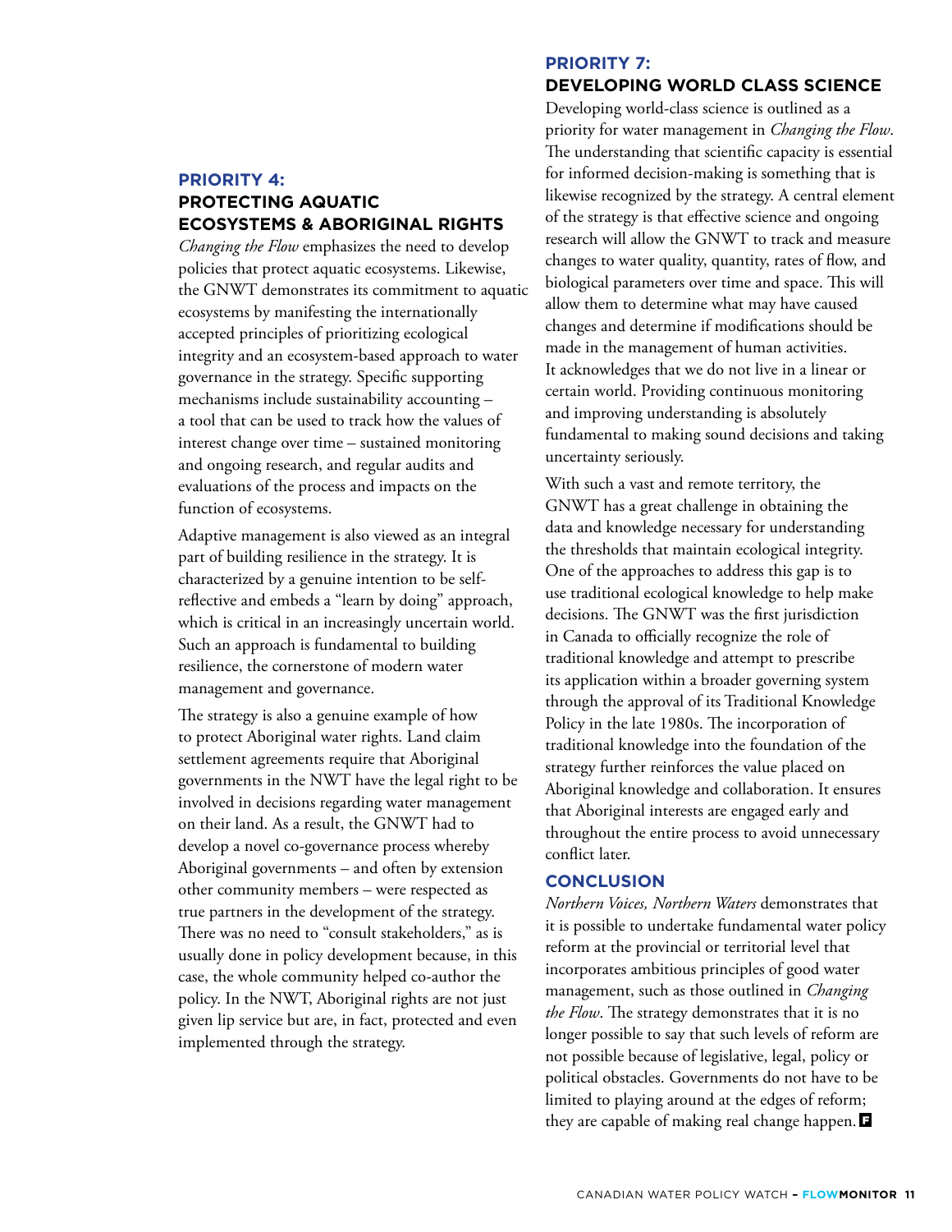## PRIORITY 4: PROTECTING AQUATIC ECOSYSTEMS & ABORIGINAL RIGHTS

*Changing the Flow* emphasizes the need to develop policies that protect aquatic ecosystems. Likewise, the GNWT demonstrates its commitment to aquatic ecosystems by manifesting the internationally accepted principles of prioritizing ecological integrity and an ecosystem-based approach to water governance in the strategy. Specific supporting mechanisms include sustainability accounting – a tool that can be used to track how the values of interest change over time – sustained monitoring and ongoing research, and regular audits and evaluations of the process and impacts on the function of ecosystems.

Adaptive management is also viewed as an integral part of building resilience in the strategy. It is characterized by a genuine intention to be self-reflective and embeds a "learn by doing" approach, which is critical in an increasingly uncertain world. Such an approach is fundamental to building resilience, the cornerstone of modern water management and governance.

The strategy is also a genuine example of how to protect Aboriginal water rights. Land claim settlement agreements require that Aboriginal governments in the NWT have the legal right to be involved in decisions regarding water management on their land. As a result, the GNWT had to develop a novel co-governance process whereby Aboriginal governments – and often by extension other community members – were respected as true partners in the development of the strategy. There was no need to "consult stakeholders," as is usually done in policy development because, in this case, the whole community helped co-author the policy. In the NWT, Aboriginal rights are not just given lip service but are, in fact, protected and even implemented through the strategy.

## PRIORITY 7: DEVELOPING WORLD CLASS SCIENCE

Developing world-class science is outlined as a priority for water management in *Changing the Flow*. The understanding that scientific capacity is essential for informed decision-making is something that is likewise recognized by the strategy. A central element of the strategy is that effective science and ongoing research will allow the GNWT to track and measure changes to water quality, quantity, rates of flow, and biological parameters over time and space. This will allow them to determine what may have caused changes and determine if modifications should be made in the management of human activities. It acknowledges that we do not live in a linear or certain world. Providing continuous monitoring and improving understanding is absolutely fundamental to making sound decisions and taking uncertainty seriously.

With such a vast and remote territory, the GNWT has a great challenge in obtaining the data and knowledge necessary for understanding the thresholds that maintain ecological integrity. One of the approaches to address this gap is to use traditional ecological knowledge to help make decisions. The GNWT was the first jurisdiction in Canada to officially recognize the role of traditional knowledge and attempt to prescribe its application within a broader governing system through the approval of its Traditional Knowledge Policy in the late 1980s. The incorporation of traditional knowledge into the foundation of the strategy further reinforces the value placed on Aboriginal knowledge and collaboration. It ensures that Aboriginal interests are engaged early and throughout the entire process to avoid unnecessary conflict later.

## CONCLUSION

*Northern Voices, Northern Waters* demonstrates that it is possible to undertake fundamental water policy reform at the provincial or territorial level that incorporates ambitious principles of good water management, such as those outlined in *Changing the Flow*. The strategy demonstrates that it is no longer possible to say that such levels of reform are not possible because of legislative, legal, policy or political obstacles. Governments do not have to be limited to playing around at the edges of reform; they are capable of making real change happen.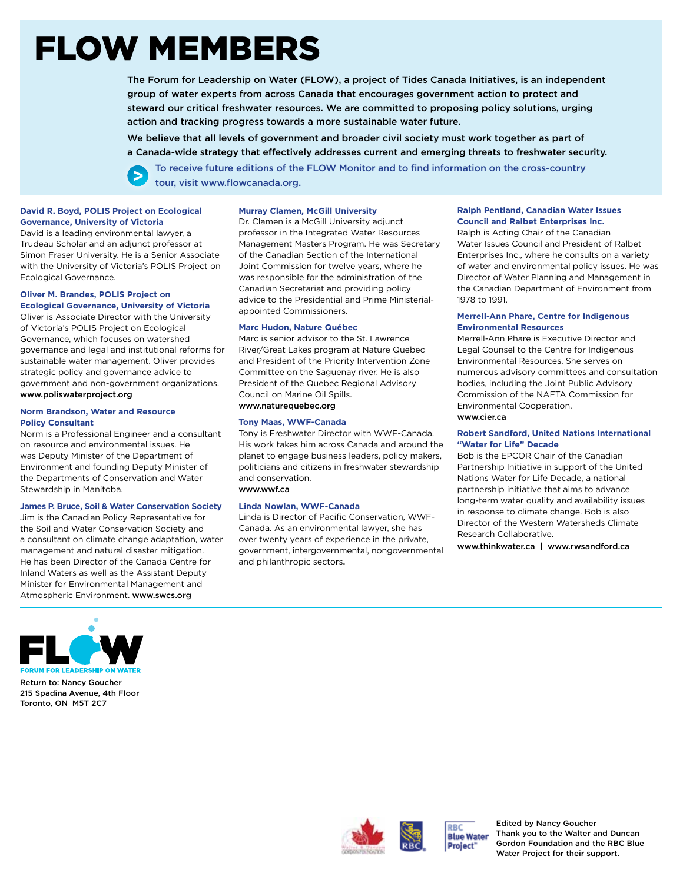# FLOW MEMBERS

**The Forum for Leadership on Water (FLOW), a project of Tides Canada Initiatives, is an independent group of water experts from across Canada that encourages government action to protect and steward our critical freshwater resources. We are committed to proposing policy solutions, urging action and tracking progress towards a more sustainable water future.**

**We believe that all levels of government and broader civil society must work together as part of a Canada-wide strategy that effectively addresses current and emerging threats to freshwater security.**

To receive future editions of the FLOW Monitor and to find information on the cross-country tour, visit www.flowcanada.org.

**David R. Boyd, POLIS Project on Ecological Governance, University of Victoria**
David is a leading environmental lawyer, a Trudeau Scholar and an adjunct professor at Simon Fraser University. He is a Senior Associate with the University of Victoria's POLIS Project on Ecological Governance.

**Oliver M. Brandes, POLIS Project on Ecological Governance, University of Victoria**
Oliver is Associate Director with the University of Victoria's POLIS Project on Ecological Governance, which focuses on watershed governance and legal and institutional reforms for sustainable water management. Oliver provides strategic policy and governance advice to government and non-government organizations.
**www.poliswaterproject.org**

**Norm Brandson, Water and Resource Policy Consultant**
Norm is a Professional Engineer and a consultant on resource and environmental issues. He was Deputy Minister of the Department of Environment and founding Deputy Minister of the Departments of Conservation and Water Stewardship in Manitoba.

**James P. Bruce, Soil & Water Conservation Society**
Jim is the Canadian Policy Representative for the Soil and Water Conservation Society and a consultant on climate change adaptation, water management and natural disaster mitigation. He has been Director of the Canada Centre for Inland Waters as well as the Assistant Deputy Minister for Environmental Management and Atmospheric Environment. **www.swcs.org**

**Murray Clamen, McGill University**
Dr. Clamen is a McGill University adjunct professor in the Integrated Water Resources Management Masters Program. He was Secretary of the Canadian Section of the International Joint Commission for twelve years, where he was responsible for the administration of the Canadian Secretariat and providing policy advice to the Presidential and Prime Ministerial-appointed Commissioners.

**Marc Hudon, Nature Québec**
Marc is senior advisor to the St. Lawrence River/Great Lakes program at Nature Quebec and President of the Priority Intervention Zone Committee on the Saguenay river. He is also President of the Quebec Regional Advisory Council on Marine Oil Spills.
**www.naturequebec.org**

**Tony Maas, WWF-Canada**
Tony is Freshwater Director with WWF-Canada. His work takes him across Canada and around the planet to engage business leaders, policy makers, politicians and citizens in freshwater stewardship and conservation.
**www.wwf.ca**

**Linda Nowlan, WWF-Canada**
Linda is Director of Pacific Conservation, WWF-Canada. As an environmental lawyer, she has over twenty years of experience in the private, government, intergovernmental, nongovernmental and philanthropic sectors.

**Ralph Pentland, Canadian Water Issues Council and Ralbet Enterprises Inc.**
Ralph is Acting Chair of the Canadian Water Issues Council and President of Ralbet Enterprises Inc., where he consults on a variety of water and environmental policy issues. He was Director of Water Planning and Management in the Canadian Department of Environment from 1978 to 1991.

**Merrell-Ann Phare, Centre for Indigenous Environmental Resources**
Merrell-Ann Phare is Executive Director and Legal Counsel to the Centre for Indigenous Environmental Resources. She serves on numerous advisory committees and consultation bodies, including the Joint Public Advisory Commission of the NAFTA Commission for Environmental Cooperation.
**www.cier.ca**

**Robert Sandford, United Nations International "Water for Life" Decade**
Bob is the EPCOR Chair of the Canadian Partnership Initiative in support of the United Nations Water for Life Decade, a national partnership initiative that aims to advance long-term water quality and availability issues in response to climate change. Bob is also Director of the Western Watersheds Climate Research Collaborative.
**www.thinkwater.ca | www.rwsandford.ca**

FLOW
FORUM FOR LEADERSHIP ON WATER

Return to: Nancy Goucher
215 Spadina Avenue, 4th Floor
Toronto, ON M5T 2C7

Edited by Nancy Goucher
Thank you to the Walter and Duncan Gordon Foundation and the RBC Blue Water Project for their support.